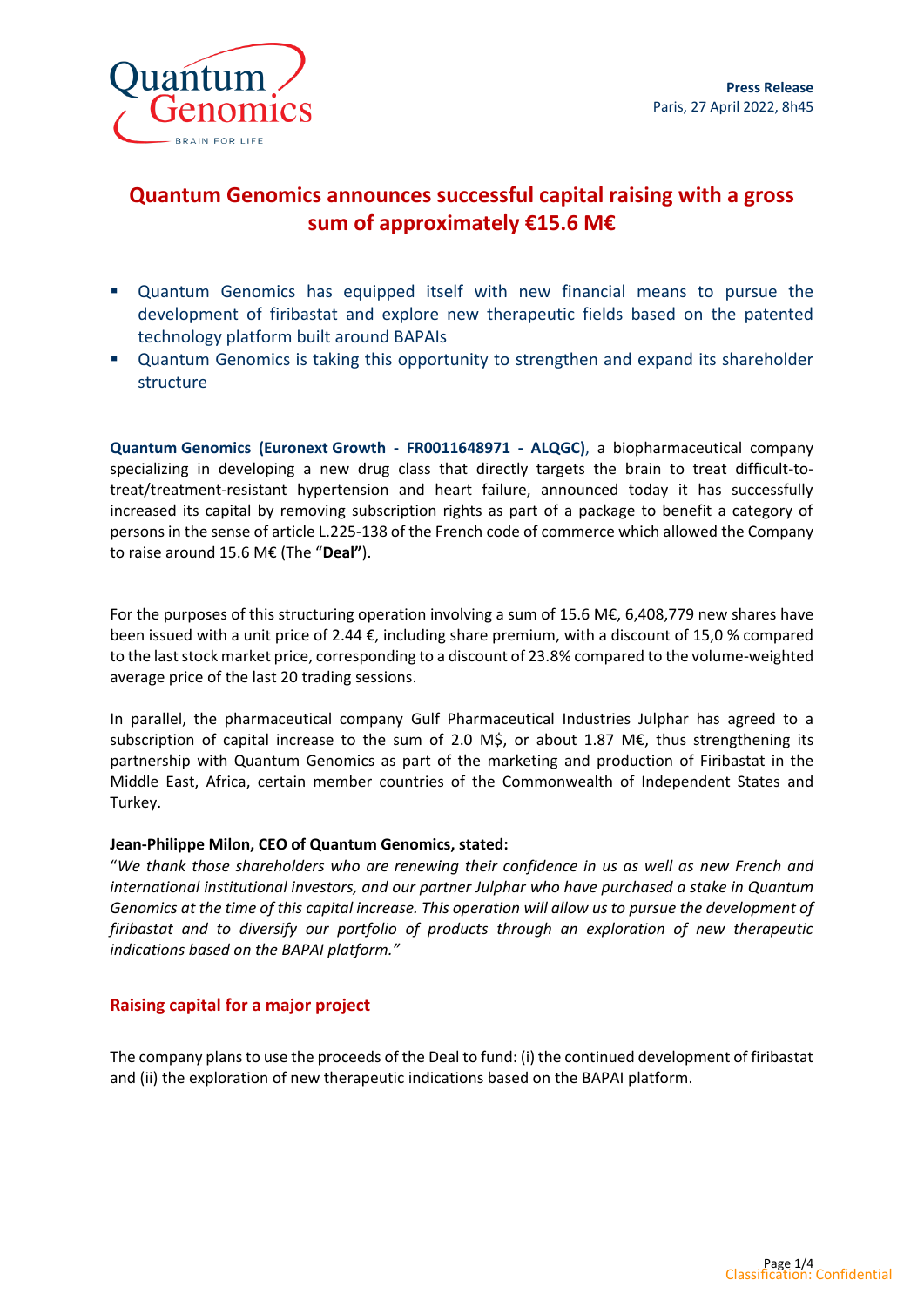**Press Release**
Paris, 27 April 2022, 8h45

# Quantum Genomics announces successful capital raising with a gross sum of approximately €15.6 M€

- Quantum Genomics has equipped itself with new financial means to pursue the development of firibastat and explore new therapeutic fields based on the patented technology platform built around BAPAIs
- Quantum Genomics is taking this opportunity to strengthen and expand its shareholder structure

**Quantum Genomics (Euronext Growth - FR0011648971 - ALQGC)**, a biopharmaceutical company specializing in developing a new drug class that directly targets the brain to treat difficult-to-treat/treatment-resistant hypertension and heart failure, announced today it has successfully increased its capital by removing subscription rights as part of a package to benefit a category of persons in the sense of article L.225-138 of the French code of commerce which allowed the Company to raise around 15.6 M€ (The "**Deal"**).

For the purposes of this structuring operation involving a sum of 15.6 M€, 6,408,779 new shares have been issued with a unit price of 2.44 €, including share premium, with a discount of 15,0 % compared to the last stock market price, corresponding to a discount of 23.8% compared to the volume-weighted average price of the last 20 trading sessions.

In parallel, the pharmaceutical company Gulf Pharmaceutical Industries Julphar has agreed to a subscription of capital increase to the sum of 2.0 M$, or about 1.87 M€, thus strengthening its partnership with Quantum Genomics as part of the marketing and production of Firibastat in the Middle East, Africa, certain member countries of the Commonwealth of Independent States and Turkey.

**Jean-Philippe Milon, CEO of Quantum Genomics, stated:**
"*We thank those shareholders who are renewing their confidence in us as well as new French and international institutional investors, and our partner Julphar who have purchased a stake in Quantum Genomics at the time of this capital increase. This operation will allow us to pursue the development of firibastat and to diversify our portfolio of products through an exploration of new therapeutic indications based on the BAPAI platform."*

## Raising capital for a major project

The company plans to use the proceeds of the Deal to fund: (i) the continued development of firibastat and (ii) the exploration of new therapeutic indications based on the BAPAI platform.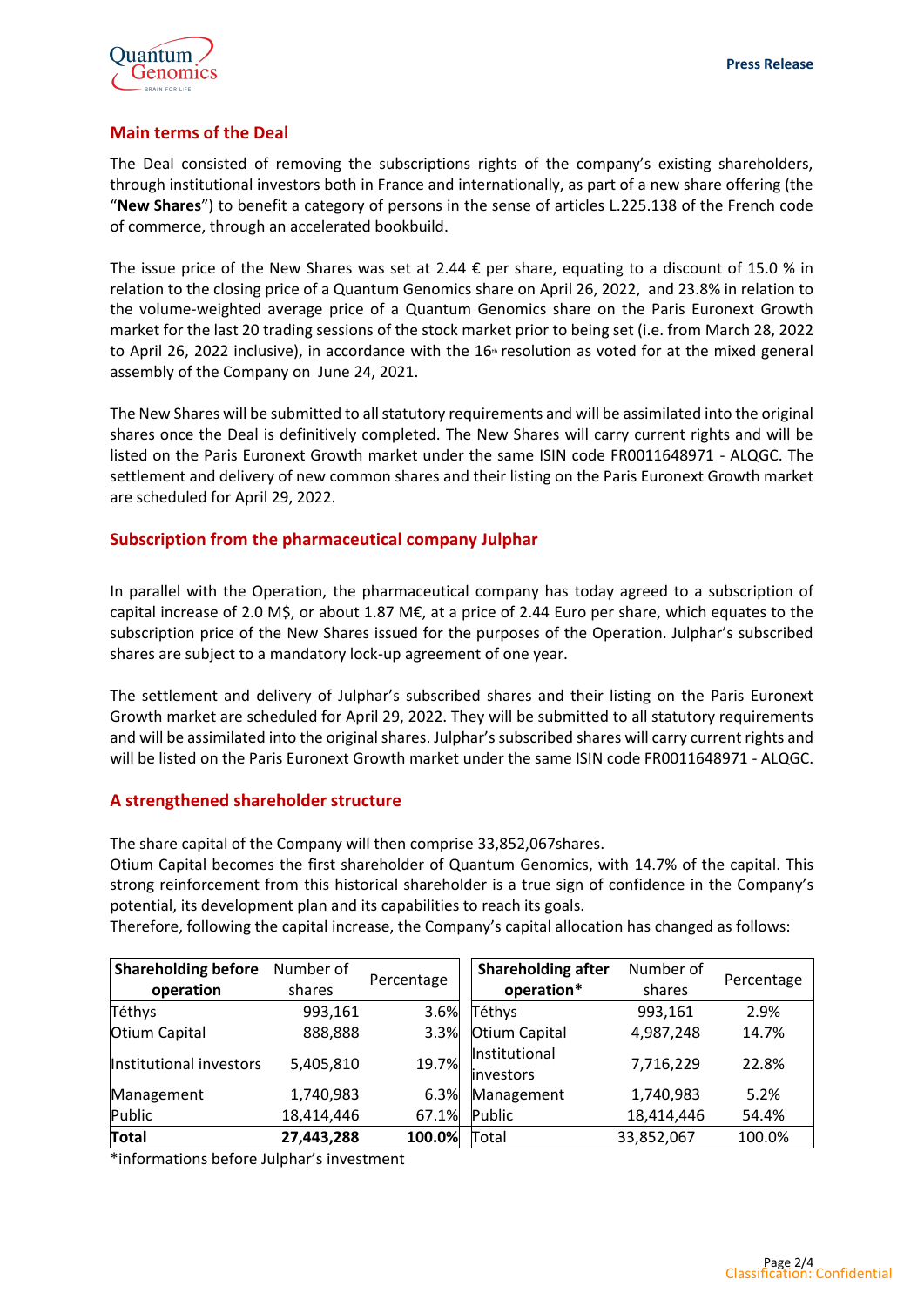## Main terms of the Deal

The Deal consisted of removing the subscriptions rights of the company's existing shareholders, through institutional investors both in France and internationally, as part of a new share offering (the "**New Shares**") to benefit a category of persons in the sense of articles L.225.138 of the French code of commerce, through an accelerated bookbuild.

The issue price of the New Shares was set at 2.44 € per share, equating to a discount of 15.0 % in relation to the closing price of a Quantum Genomics share on April 26, 2022, and 23.8% in relation to the volume-weighted average price of a Quantum Genomics share on the Paris Euronext Growth market for the last 20 trading sessions of the stock market prior to being set (i.e. from March 28, 2022 to April 26, 2022 inclusive), in accordance with the 16th resolution as voted for at the mixed general assembly of the Company on June 24, 2021.

The New Shares will be submitted to all statutory requirements and will be assimilated into the original shares once the Deal is definitively completed. The New Shares will carry current rights and will be listed on the Paris Euronext Growth market under the same ISIN code FR0011648971 - ALQGC. The settlement and delivery of new common shares and their listing on the Paris Euronext Growth market are scheduled for April 29, 2022.

## Subscription from the pharmaceutical company Julphar

In parallel with the Operation, the pharmaceutical company has today agreed to a subscription of capital increase of 2.0 M$, or about 1.87 M€, at a price of 2.44 Euro per share, which equates to the subscription price of the New Shares issued for the purposes of the Operation. Julphar's subscribed shares are subject to a mandatory lock-up agreement of one year.

The settlement and delivery of Julphar's subscribed shares and their listing on the Paris Euronext Growth market are scheduled for April 29, 2022. They will be submitted to all statutory requirements and will be assimilated into the original shares. Julphar's subscribed shares will carry current rights and will be listed on the Paris Euronext Growth market under the same ISIN code FR0011648971 - ALQGC.

## A strengthened shareholder structure

The share capital of the Company will then comprise 33,852,067shares.
Otium Capital becomes the first shareholder of Quantum Genomics, with 14.7% of the capital. This strong reinforcement from this historical shareholder is a true sign of confidence in the Company's potential, its development plan and its capabilities to reach its goals.
Therefore, following the capital increase, the Company's capital allocation has changed as follows:

| **Shareholding before operation** | Number of shares | Percentage |
|---|---|---|
| Téthys | 993,161 | 3.6% |
| Otium Capital | 888,888 | 3.3% |
| Institutional investors | 5,405,810 | 19.7% |
| Management | 1,740,983 | 6.3% |
| Public | 18,414,446 | 67.1% |
| **Total** | **27,443,288** | **100.0%** |

| **Shareholding after operation*** | Number of shares | Percentage |
|---|---|---|
| Téthys | 993,161 | 2.9% |
| Otium Capital | 4,987,248 | 14.7% |
| Institutional investors | 7,716,229 | 22.8% |
| Management | 1,740,983 | 5.2% |
| Public | 18,414,446 | 54.4% |
| Total | 33,852,067 | 100.0% |

*informations before Julphar's investment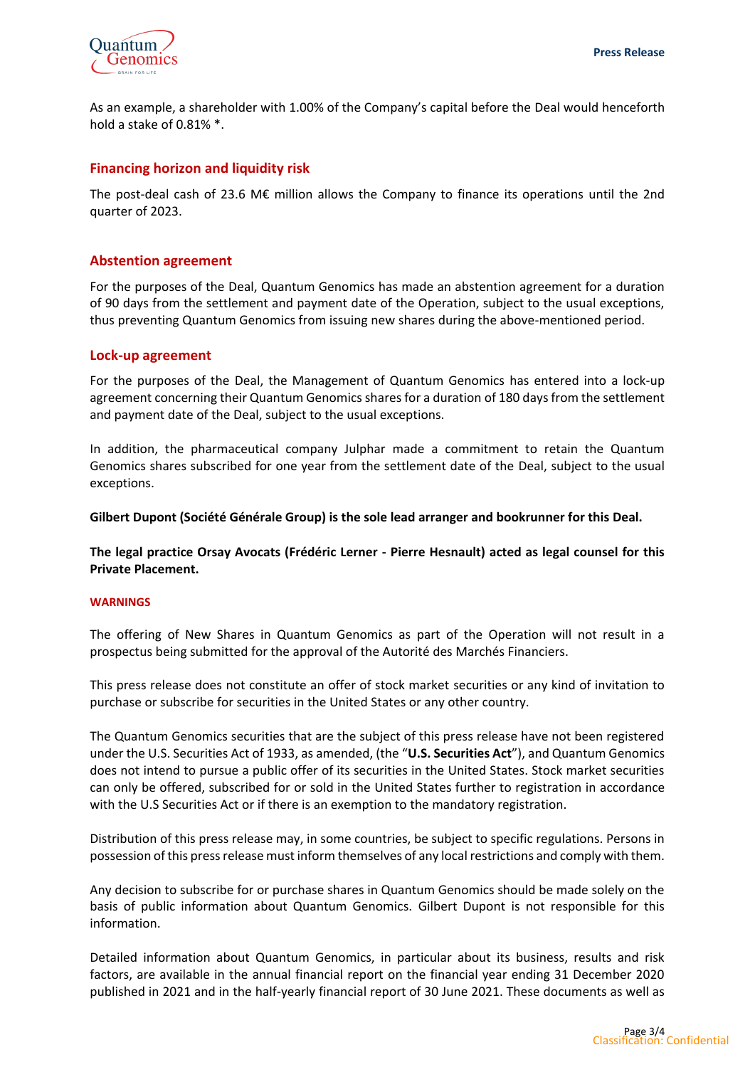As an example, a shareholder with 1.00% of the Company's capital before the Deal would henceforth hold a stake of 0.81% *.

## Financing horizon and liquidity risk

The post-deal cash of 23.6 M€ million allows the Company to finance its operations until the 2nd quarter of 2023.

## Abstention agreement

For the purposes of the Deal, Quantum Genomics has made an abstention agreement for a duration of 90 days from the settlement and payment date of the Operation, subject to the usual exceptions, thus preventing Quantum Genomics from issuing new shares during the above-mentioned period.

## Lock-up agreement

For the purposes of the Deal, the Management of Quantum Genomics has entered into a lock-up agreement concerning their Quantum Genomics shares for a duration of 180 days from the settlement and payment date of the Deal, subject to the usual exceptions.

In addition, the pharmaceutical company Julphar made a commitment to retain the Quantum Genomics shares subscribed for one year from the settlement date of the Deal, subject to the usual exceptions.

**Gilbert Dupont (Société Générale Group) is the sole lead arranger and bookrunner for this Deal.**

**The legal practice Orsay Avocats (Frédéric Lerner - Pierre Hesnault) acted as legal counsel for this Private Placement.**

### WARNINGS

The offering of New Shares in Quantum Genomics as part of the Operation will not result in a prospectus being submitted for the approval of the Autorité des Marchés Financiers.

This press release does not constitute an offer of stock market securities or any kind of invitation to purchase or subscribe for securities in the United States or any other country.

The Quantum Genomics securities that are the subject of this press release have not been registered under the U.S. Securities Act of 1933, as amended, (the "**U.S. Securities Act**"), and Quantum Genomics does not intend to pursue a public offer of its securities in the United States. Stock market securities can only be offered, subscribed for or sold in the United States further to registration in accordance with the U.S Securities Act or if there is an exemption to the mandatory registration.

Distribution of this press release may, in some countries, be subject to specific regulations. Persons in possession of this press release must inform themselves of any local restrictions and comply with them.

Any decision to subscribe for or purchase shares in Quantum Genomics should be made solely on the basis of public information about Quantum Genomics. Gilbert Dupont is not responsible for this information.

Detailed information about Quantum Genomics, in particular about its business, results and risk factors, are available in the annual financial report on the financial year ending 31 December 2020 published in 2021 and in the half-yearly financial report of 30 June 2021. These documents as well as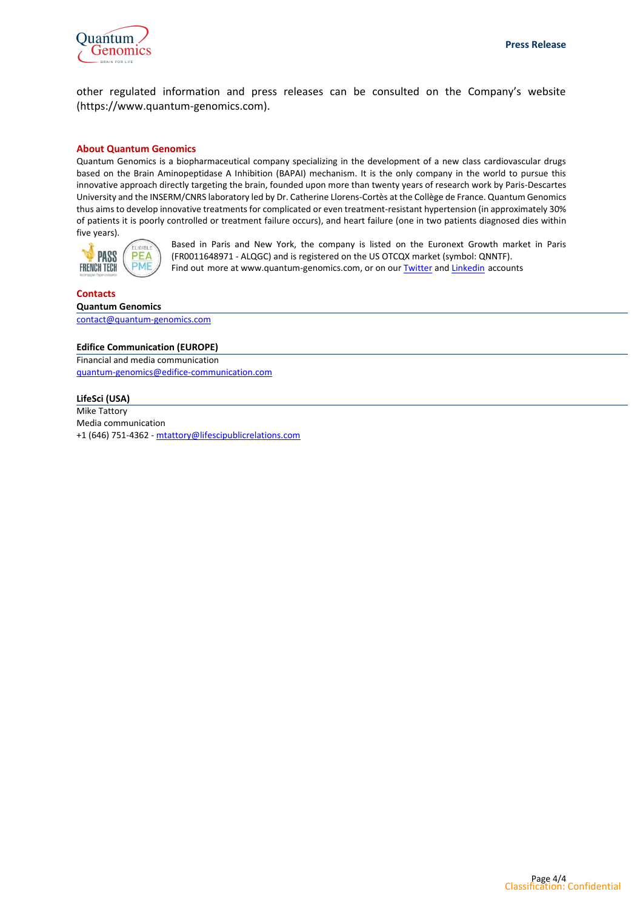other regulated information and press releases can be consulted on the Company's website (https://www.quantum-genomics.com).

## About Quantum Genomics

Quantum Genomics is a biopharmaceutical company specializing in the development of a new class cardiovascular drugs based on the Brain Aminopeptidase A Inhibition (BAPAI) mechanism. It is the only company in the world to pursue this innovative approach directly targeting the brain, founded upon more than twenty years of research work by Paris-Descartes University and the INSERM/CNRS laboratory led by Dr. Catherine Llorens-Cortès at the Collège de France. Quantum Genomics thus aims to develop innovative treatments for complicated or even treatment-resistant hypertension (in approximately 30% of patients it is poorly controlled or treatment failure occurs), and heart failure (one in two patients diagnosed dies within five years).

Based in Paris and New York, the company is listed on the Euronext Growth market in Paris (FR0011648971 - ALQGC) and is registered on the US OTCQX market (symbol: QNNTF). Find out more at www.quantum-genomics.com, or on our [Twitter] and [Linkedin] accounts

## Contacts

**Quantum Genomics**

contact@quantum-genomics.com

**Edifice Communication (EUROPE)**

Financial and media communication
quantum-genomics@edifice-communication.com

**LifeSci (USA)**

Mike Tattory
Media communication
+1 (646) 751-4362 - mtattory@lifescipublicrelations.com